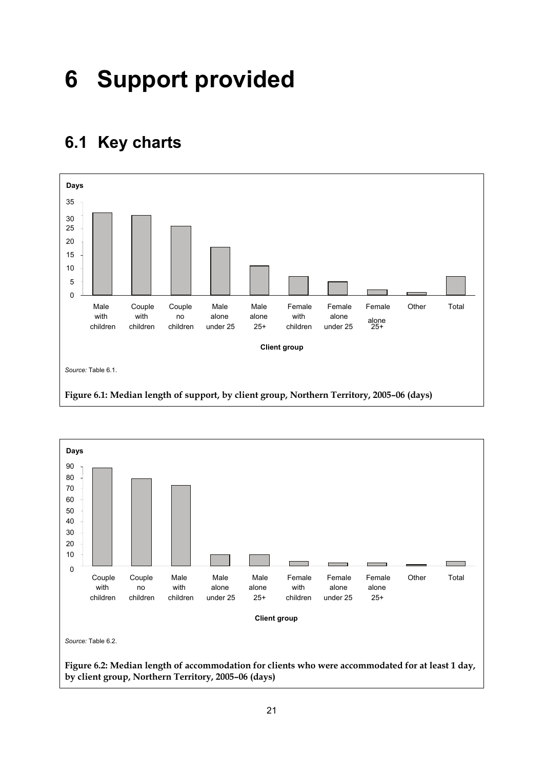# 6 Support provided

## 6.1 Key charts

*Source:* Table 6.1.

**Figure 6.1: Median length of support, by client group, Northern Territory, 2005–06 (days)**

*Source:* Table 6.2.

**Figure 6.2: Median length of accommodation for clients who were accommodated for at least 1 day, by client group, Northern Territory, 2005–06 (days)**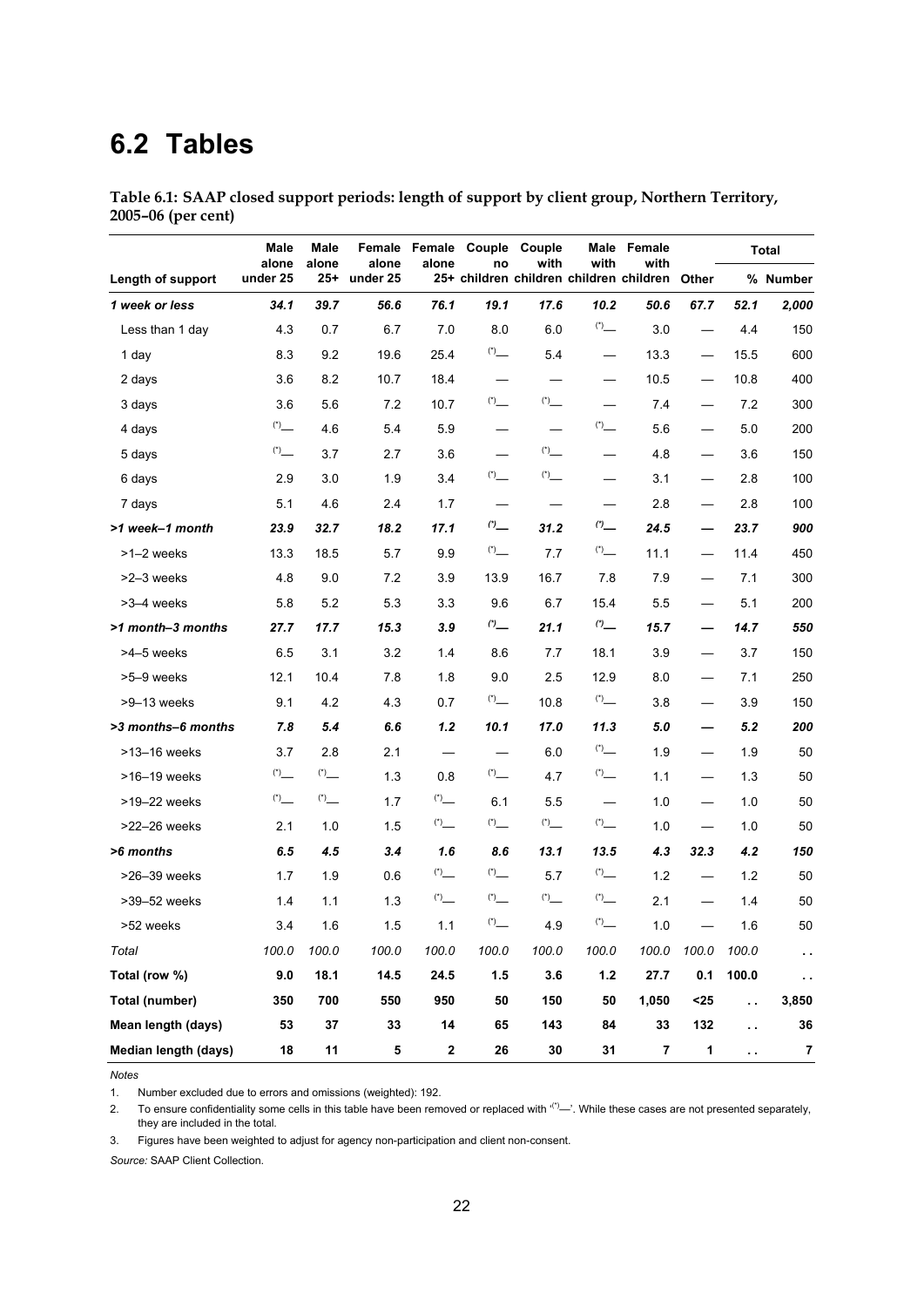# 6.2 Tables

**Table 6.1: SAAP closed support periods: length of support by client group, Northern Territory, 2005–06 (per cent)**

| Length of support | Male alone under 25 | Male alone 25+ | Female alone under 25 | Female alone 25+ | Couple no children | Couple with children | Male with children | Female with children | Other | Total % | Total Number |
|---|---|---|---|---|---|---|---|---|---|---|---|
| ***1 week or less*** | ***34.1*** | ***39.7*** | ***56.6*** | ***76.1*** | ***19.1*** | ***17.6*** | ***10.2*** | ***50.6*** | ***67.7*** | ***52.1*** | ***2,000*** |
| Less than 1 day | 4.3 | 0.7 | 6.7 | 7.0 | 8.0 | 6.0 | (*)— | 3.0 | — | 4.4 | 150 |
| 1 day | 8.3 | 9.2 | 19.6 | 25.4 | (*)— | 5.4 | — | 13.3 | — | 15.5 | 600 |
| 2 days | 3.6 | 8.2 | 10.7 | 18.4 | — | — | — | 10.5 | — | 10.8 | 400 |
| 3 days | 3.6 | 5.6 | 7.2 | 10.7 | (*)— | (*)— | — | 7.4 | — | 7.2 | 300 |
| 4 days | (*)— | 4.6 | 5.4 | 5.9 | — | — | (*)— | 5.6 | — | 5.0 | 200 |
| 5 days | (*)— | 3.7 | 2.7 | 3.6 | — | (*)— | — | 4.8 | — | 3.6 | 150 |
| 6 days | 2.9 | 3.0 | 1.9 | 3.4 | (*)— | (*)— | — | 3.1 | — | 2.8 | 100 |
| 7 days | 5.1 | 4.6 | 2.4 | 1.7 | — | — | — | 2.8 | — | 2.8 | 100 |
| ***>1 week–1 month*** | ***23.9*** | ***32.7*** | ***18.2*** | ***17.1*** | ***(*)—*** | ***31.2*** | ***(*)—*** | ***24.5*** | ***—*** | ***23.7*** | ***900*** |
| >1–2 weeks | 13.3 | 18.5 | 5.7 | 9.9 | (*)— | 7.7 | (*)— | 11.1 | — | 11.4 | 450 |
| >2–3 weeks | 4.8 | 9.0 | 7.2 | 3.9 | 13.9 | 16.7 | 7.8 | 7.9 | — | 7.1 | 300 |
| >3–4 weeks | 5.8 | 5.2 | 5.3 | 3.3 | 9.6 | 6.7 | 15.4 | 5.5 | — | 5.1 | 200 |
| ***>1 month–3 months*** | ***27.7*** | ***17.7*** | ***15.3*** | ***3.9*** | ***(*)—*** | ***21.1*** | ***(*)—*** | ***15.7*** | ***—*** | ***14.7*** | ***550*** |
| >4–5 weeks | 6.5 | 3.1 | 3.2 | 1.4 | 8.6 | 7.7 | 18.1 | 3.9 | — | 3.7 | 150 |
| >5–9 weeks | 12.1 | 10.4 | 7.8 | 1.8 | 9.0 | 2.5 | 12.9 | 8.0 | — | 7.1 | 250 |
| >9–13 weeks | 9.1 | 4.2 | 4.3 | 0.7 | (*)— | 10.8 | (*)— | 3.8 | — | 3.9 | 150 |
| ***>3 months–6 months*** | ***7.8*** | ***5.4*** | ***6.6*** | ***1.2*** | ***10.1*** | ***17.0*** | ***11.3*** | ***5.0*** | ***—*** | ***5.2*** | ***200*** |
| >13–16 weeks | 3.7 | 2.8 | 2.1 | — | — | 6.0 | (*)— | 1.9 | — | 1.9 | 50 |
| >16–19 weeks | (*)— | (*)— | 1.3 | 0.8 | (*)— | 4.7 | (*)— | 1.1 | — | 1.3 | 50 |
| >19–22 weeks | (*)— | (*)— | 1.7 | (*)— | 6.1 | 5.5 | — | 1.0 | — | 1.0 | 50 |
| >22–26 weeks | 2.1 | 1.0 | 1.5 | (*)— | (*)— | (*)— | (*)— | 1.0 | — | 1.0 | 50 |
| ***>6 months*** | ***6.5*** | ***4.5*** | ***3.4*** | ***1.6*** | ***8.6*** | ***13.1*** | ***13.5*** | ***4.3*** | ***32.3*** | ***4.2*** | ***150*** |
| >26–39 weeks | 1.7 | 1.9 | 0.6 | (*)— | (*)— | 5.7 | (*)— | 1.2 | — | 1.2 | 50 |
| >39–52 weeks | 1.4 | 1.1 | 1.3 | (*)— | (*)— | (*)— | (*)— | 2.1 | — | 1.4 | 50 |
| >52 weeks | 3.4 | 1.6 | 1.5 | 1.1 | (*)— | 4.9 | (*)— | 1.0 | — | 1.6 | 50 |
| *Total* | *100.0* | *100.0* | *100.0* | *100.0* | *100.0* | *100.0* | *100.0* | *100.0* | *100.0* | *100.0* | *. .* |
| **Total (row %)** | **9.0** | **18.1** | **14.5** | **24.5** | **1.5** | **3.6** | **1.2** | **27.7** | **0.1** | **100.0** | **. .** |
| **Total (number)** | **350** | **700** | **550** | **950** | **50** | **150** | **50** | **1,050** | **<25** | **. .** | **3,850** |
| **Mean length (days)** | **53** | **37** | **33** | **14** | **65** | **143** | **84** | **33** | **132** | **. .** | **36** |
| **Median length (days)** | **18** | **11** | **5** | **2** | **26** | **30** | **31** | **7** | **1** | **. .** | **7** |

*Notes*

1. Number excluded due to errors and omissions (weighted): 192.
2. To ensure confidentiality some cells in this table have been removed or replaced with '(*)—'. While these cases are not presented separately, they are included in the total.
3. Figures have been weighted to adjust for agency non-participation and client non-consent.

*Source:* SAAP Client Collection.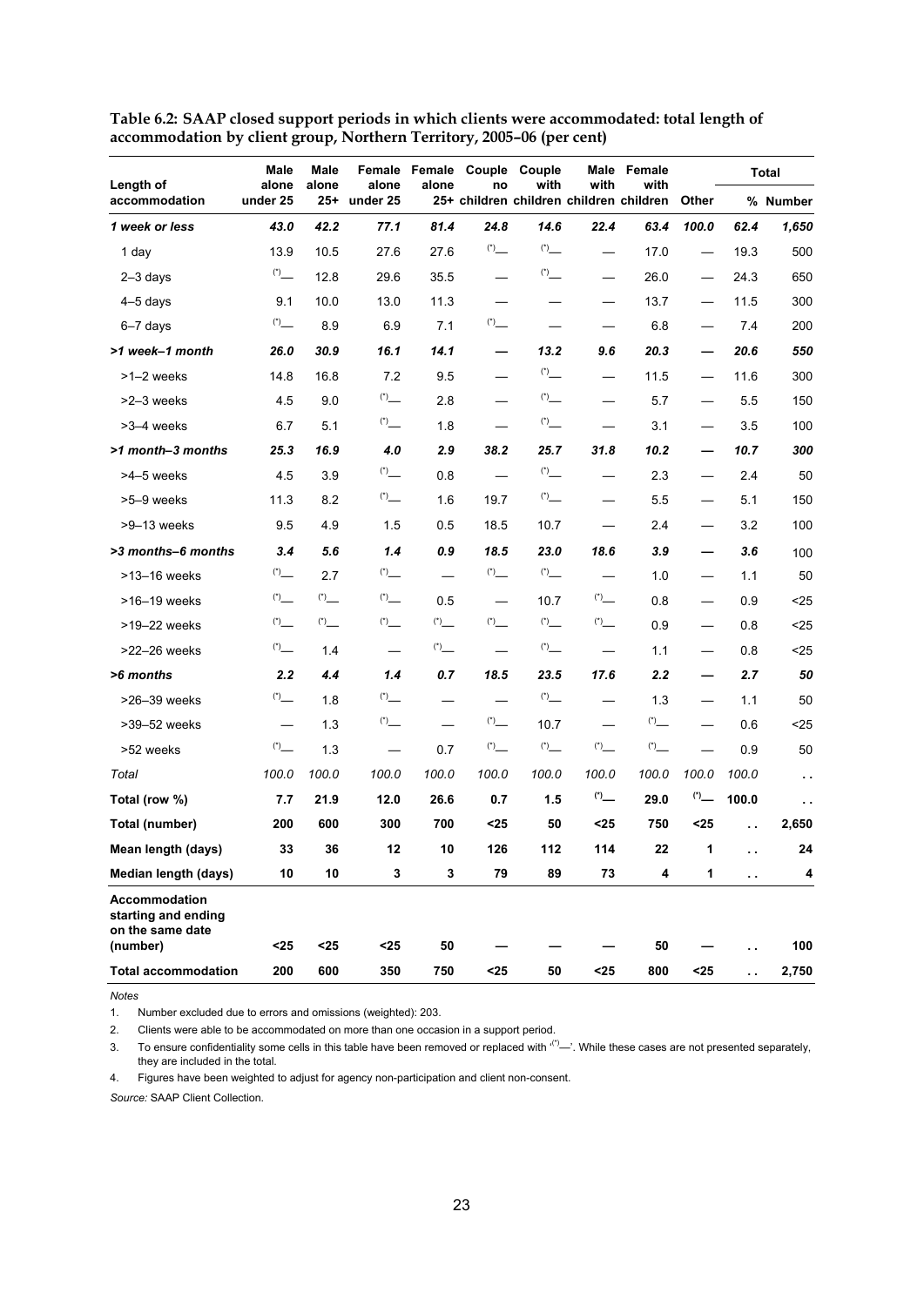**Table 6.2: SAAP closed support periods in which clients were accommodated: total length of accommodation by client group, Northern Territory, 2005–06 (per cent)**

| Length of accommodation | Male alone under 25 | Male alone 25+ | Female alone under 25 | Female alone 25+ | Couple no children | Couple with children | Male with children | Female with children | Other | Total % | Total Number |
|---|---|---|---|---|---|---|---|---|---|---|---|
| ***1 week or less*** | ***43.0*** | ***42.2*** | ***77.1*** | ***81.4*** | ***24.8*** | ***14.6*** | ***22.4*** | ***63.4*** | ***100.0*** | ***62.4*** | ***1,650*** |
| 1 day | 13.9 | 10.5 | 27.6 | 27.6 | (*)— | (*)— | — | 17.0 | — | 19.3 | 500 |
| 2–3 days | (*)— | 12.8 | 29.6 | 35.5 | — | (*)— | — | 26.0 | — | 24.3 | 650 |
| 4–5 days | 9.1 | 10.0 | 13.0 | 11.3 | — | — | — | 13.7 | — | 11.5 | 300 |
| 6–7 days | (*)— | 8.9 | 6.9 | 7.1 | (*)— | — | — | 6.8 | — | 7.4 | 200 |
| ***>1 week–1 month*** | ***26.0*** | ***30.9*** | ***16.1*** | ***14.1*** | ***—*** | ***13.2*** | ***9.6*** | ***20.3*** | ***—*** | ***20.6*** | ***550*** |
| >1–2 weeks | 14.8 | 16.8 | 7.2 | 9.5 | — | (*)— | — | 11.5 | — | 11.6 | 300 |
| >2–3 weeks | 4.5 | 9.0 | (*)— | 2.8 | — | (*)— | — | 5.7 | — | 5.5 | 150 |
| >3–4 weeks | 6.7 | 5.1 | (*)— | 1.8 | — | (*)— | — | 3.1 | — | 3.5 | 100 |
| ***>1 month–3 months*** | ***25.3*** | ***16.9*** | ***4.0*** | ***2.9*** | ***38.2*** | ***25.7*** | ***31.8*** | ***10.2*** | ***—*** | ***10.7*** | ***300*** |
| >4–5 weeks | 4.5 | 3.9 | (*)— | 0.8 | — | (*)— | — | 2.3 | — | 2.4 | 50 |
| >5–9 weeks | 11.3 | 8.2 | (*)— | 1.6 | 19.7 | (*)— | — | 5.5 | — | 5.1 | 150 |
| >9–13 weeks | 9.5 | 4.9 | 1.5 | 0.5 | 18.5 | 10.7 | — | 2.4 | — | 3.2 | 100 |
| ***>3 months–6 months*** | ***3.4*** | ***5.6*** | ***1.4*** | ***0.9*** | ***18.5*** | ***23.0*** | ***18.6*** | ***3.9*** | ***—*** | ***3.6*** | 100 |
| >13–16 weeks | (*)— | 2.7 | (*)— | — | (*)— | (*)— | — | 1.0 | — | 1.1 | 50 |
| >16–19 weeks | (*)— | (*)— | (*)— | 0.5 | — | 10.7 | (*)— | 0.8 | — | 0.9 | <25 |
| >19–22 weeks | (*)— | (*)— | (*)— | (*)— | (*)— | (*)— | (*)— | 0.9 | — | 0.8 | <25 |
| >22–26 weeks | (*)— | 1.4 | — | (*)— | — | (*)— | — | 1.1 | — | 0.8 | <25 |
| ***>6 months*** | ***2.2*** | ***4.4*** | ***1.4*** | ***0.7*** | ***18.5*** | ***23.5*** | ***17.6*** | ***2.2*** | ***—*** | ***2.7*** | ***50*** |
| >26–39 weeks | (*)— | 1.8 | (*)— | — | — | (*)— | — | 1.3 | — | 1.1 | 50 |
| >39–52 weeks | — | 1.3 | (*)— | — | (*)— | 10.7 | — | (*)— | — | 0.6 | <25 |
| >52 weeks | (*)— | 1.3 | — | 0.7 | (*)— | (*)— | (*)— | (*)— | — | 0.9 | 50 |
| *Total* | *100.0* | *100.0* | *100.0* | *100.0* | *100.0* | *100.0* | *100.0* | *100.0* | *100.0* | *100.0* | . . |
| **Total (row %)** | **7.7** | **21.9** | **12.0** | **26.6** | **0.7** | **1.5** | **(*)—** | **29.0** | **(*)—** | **100.0** | . . |
| **Total (number)** | **200** | **600** | **300** | **700** | **<25** | **50** | **<25** | **750** | **<25** | . . | **2,650** |
| **Mean length (days)** | **33** | **36** | **12** | **10** | **126** | **112** | **114** | **22** | **1** | . . | **24** |
| **Median length (days)** | **10** | **10** | **3** | **3** | **79** | **89** | **73** | **4** | **1** | . . | **4** |
| **Accommodation starting and ending on the same date (number)** | **<25** | **<25** | **<25** | **50** | **—** | **—** | **—** | **50** | **—** | . . | **100** |
| **Total accommodation** | **200** | **600** | **350** | **750** | **<25** | **50** | **<25** | **800** | **<25** | . . | **2,750** |

*Notes*

1. Number excluded due to errors and omissions (weighted): 203.
2. Clients were able to be accommodated on more than one occasion in a support period.
3. To ensure confidentiality some cells in this table have been removed or replaced with '(*)—'. While these cases are not presented separately, they are included in the total.
4. Figures have been weighted to adjust for agency non-participation and client non-consent.

*Source:* SAAP Client Collection.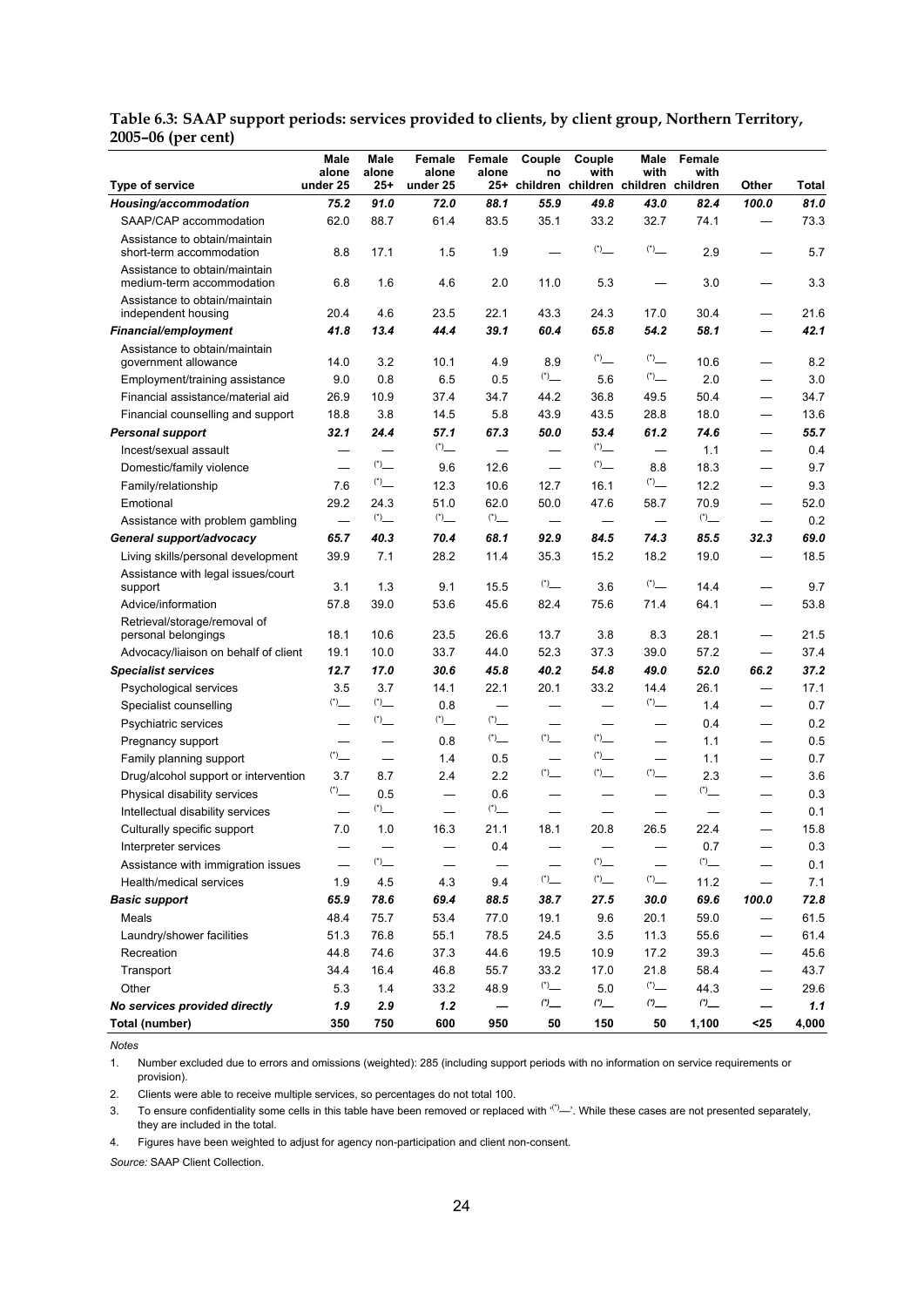**Table 6.3: SAAP support periods: services provided to clients, by client group, Northern Territory, 2005–06 (per cent)**

| Type of service | Male alone under 25 | Male alone 25+ | Female alone under 25 | Female alone 25+ | Couple no children | Couple with children | Male with children | Female with children | Other | Total |
|---|---|---|---|---|---|---|---|---|---|---|
| ***Housing/accommodation*** | ***75.2*** | ***91.0*** | ***72.0*** | ***88.1*** | ***55.9*** | ***49.8*** | ***43.0*** | ***82.4*** | ***100.0*** | ***81.0*** |
| SAAP/CAP accommodation | 62.0 | 88.7 | 61.4 | 83.5 | 35.1 | 33.2 | 32.7 | 74.1 | — | 73.3 |
| Assistance to obtain/maintain short-term accommodation | 8.8 | 17.1 | 1.5 | 1.9 | — | (*)— | (*)— | 2.9 | — | 5.7 |
| Assistance to obtain/maintain medium-term accommodation | 6.8 | 1.6 | 4.6 | 2.0 | 11.0 | 5.3 | — | 3.0 | — | 3.3 |
| Assistance to obtain/maintain independent housing | 20.4 | 4.6 | 23.5 | 22.1 | 43.3 | 24.3 | 17.0 | 30.4 | — | 21.6 |
| ***Financial/employment*** | ***41.8*** | ***13.4*** | ***44.4*** | ***39.1*** | ***60.4*** | ***65.8*** | ***54.2*** | ***58.1*** | ***—*** | ***42.1*** |
| Assistance to obtain/maintain government allowance | 14.0 | 3.2 | 10.1 | 4.9 | 8.9 | (*)— | (*)— | 10.6 | — | 8.2 |
| Employment/training assistance | 9.0 | 0.8 | 6.5 | 0.5 | (*)— | 5.6 | (*)— | 2.0 | — | 3.0 |
| Financial assistance/material aid | 26.9 | 10.9 | 37.4 | 34.7 | 44.2 | 36.8 | 49.5 | 50.4 | — | 34.7 |
| Financial counselling and support | 18.8 | 3.8 | 14.5 | 5.8 | 43.9 | 43.5 | 28.8 | 18.0 | — | 13.6 |
| ***Personal support*** | ***32.1*** | ***24.4*** | ***57.1*** | ***67.3*** | ***50.0*** | ***53.4*** | ***61.2*** | ***74.6*** | ***—*** | ***55.7*** |
| Incest/sexual assault | — | — | (*)— | — | — | (*)— | — | 1.1 | — | 0.4 |
| Domestic/family violence | — | (*)— | 9.6 | 12.6 | — | (*)— | 8.8 | 18.3 | — | 9.7 |
| Family/relationship | 7.6 | (*)— | 12.3 | 10.6 | 12.7 | 16.1 | (*)— | 12.2 | — | 9.3 |
| Emotional | 29.2 | 24.3 | 51.0 | 62.0 | 50.0 | 47.6 | 58.7 | 70.9 | — | 52.0 |
| Assistance with problem gambling | — | (*)— | (*)— | (*)— | — | — | — | (*)— | — | 0.2 |
| ***General support/advocacy*** | ***65.7*** | ***40.3*** | ***70.4*** | ***68.1*** | ***92.9*** | ***84.5*** | ***74.3*** | ***85.5*** | ***32.3*** | ***69.0*** |
| Living skills/personal development | 39.9 | 7.1 | 28.2 | 11.4 | 35.3 | 15.2 | 18.2 | 19.0 | — | 18.5 |
| Assistance with legal issues/court support | 3.1 | 1.3 | 9.1 | 15.5 | (*)— | 3.6 | (*)— | 14.4 | — | 9.7 |
| Advice/information | 57.8 | 39.0 | 53.6 | 45.6 | 82.4 | 75.6 | 71.4 | 64.1 | — | 53.8 |
| Retrieval/storage/removal of personal belongings | 18.1 | 10.6 | 23.5 | 26.6 | 13.7 | 3.8 | 8.3 | 28.1 | — | 21.5 |
| Advocacy/liaison on behalf of client | 19.1 | 10.0 | 33.7 | 44.0 | 52.3 | 37.3 | 39.0 | 57.2 | — | 37.4 |
| ***Specialist services*** | ***12.7*** | ***17.0*** | ***30.6*** | ***45.8*** | ***40.2*** | ***54.8*** | ***49.0*** | ***52.0*** | ***66.2*** | ***37.2*** |
| Psychological services | 3.5 | 3.7 | 14.1 | 22.1 | 20.1 | 33.2 | 14.4 | 26.1 | — | 17.1 |
| Specialist counselling | (*)— | (*)— | 0.8 | — | — | — | (*)— | 1.4 | — | 0.7 |
| Psychiatric services | — | (*)— | (*)— | (*)— | — | — | — | 0.4 | — | 0.2 |
| Pregnancy support | — | — | 0.8 | (*)— | (*)— | (*)— | — | 1.1 | — | 0.5 |
| Family planning support | (*)— | — | 1.4 | 0.5 | — | (*)— | — | 1.1 | — | 0.7 |
| Drug/alcohol support or intervention | 3.7 | 8.7 | 2.4 | 2.2 | (*)— | (*)— | (*)— | 2.3 | — | 3.6 |
| Physical disability services | (*)— | 0.5 | — | 0.6 | — | — | — | (*)— | — | 0.3 |
| Intellectual disability services | — | (*)— | — | (*)— | — | — | — | — | — | 0.1 |
| Culturally specific support | 7.0 | 1.0 | 16.3 | 21.1 | 18.1 | 20.8 | 26.5 | 22.4 | — | 15.8 |
| Interpreter services | — | — | — | 0.4 | — | — | — | 0.7 | — | 0.3 |
| Assistance with immigration issues | — | (*)— | — | — | — | (*)— | — | (*)— | — | 0.1 |
| Health/medical services | 1.9 | 4.5 | 4.3 | 9.4 | (*)— | (*)— | (*)— | 11.2 | — | 7.1 |
| ***Basic support*** | ***65.9*** | ***78.6*** | ***69.4*** | ***88.5*** | ***38.7*** | ***27.5*** | ***30.0*** | ***69.6*** | ***100.0*** | ***72.8*** |
| Meals | 48.4 | 75.7 | 53.4 | 77.0 | 19.1 | 9.6 | 20.1 | 59.0 | — | 61.5 |
| Laundry/shower facilities | 51.3 | 76.8 | 55.1 | 78.5 | 24.5 | 3.5 | 11.3 | 55.6 | — | 61.4 |
| Recreation | 44.8 | 74.6 | 37.3 | 44.6 | 19.5 | 10.9 | 17.2 | 39.3 | — | 45.6 |
| Transport | 34.4 | 16.4 | 46.8 | 55.7 | 33.2 | 17.0 | 21.8 | 58.4 | — | 43.7 |
| Other | 5.3 | 1.4 | 33.2 | 48.9 | (*)— | 5.0 | (*)— | 44.3 | — | 29.6 |
| ***No services provided directly*** | ***1.9*** | ***2.9*** | ***1.2*** | ***—*** | ***(*)—*** | ***(*)—*** | ***(*)—*** | ***(*)—*** | ***—*** | ***1.1*** |
| **Total (number)** | **350** | **750** | **600** | **950** | **50** | **150** | **50** | **1,100** | **<25** | **4,000** |

*Notes*

1. Number excluded due to errors and omissions (weighted): 285 (including support periods with no information on service requirements or provision).
2. Clients were able to receive multiple services, so percentages do not total 100.
3. To ensure confidentiality some cells in this table have been removed or replaced with '(*)—'. While these cases are not presented separately, they are included in the total.
4. Figures have been weighted to adjust for agency non-participation and client non-consent.

*Source:* SAAP Client Collection.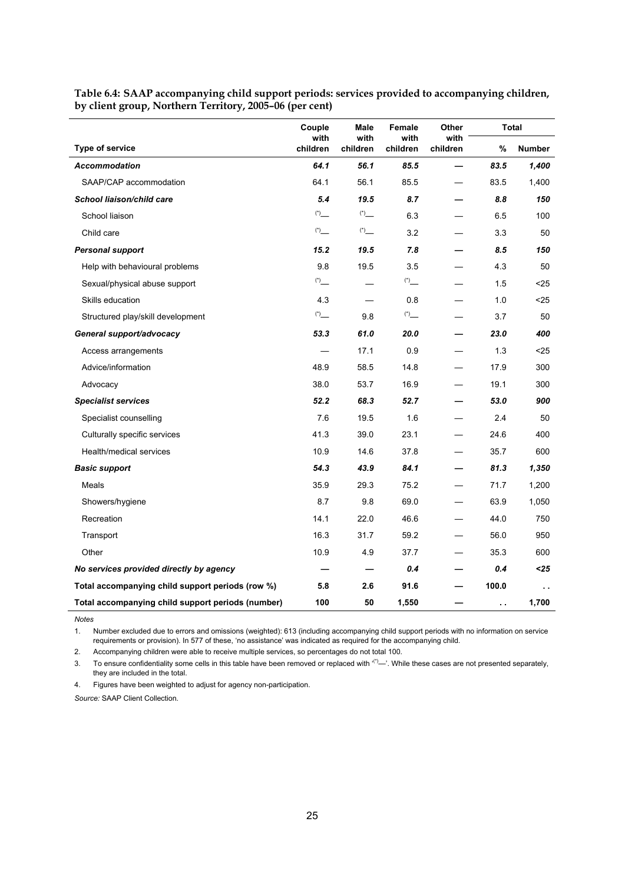**Table 6.4: SAAP accompanying child support periods: services provided to accompanying children, by client group, Northern Territory, 2005–06 (per cent)**

| Type of service | Couple with children | Male with children | Female with children | Other with children | Total | |
|---|---|---|---|---|---|---|
| | | | | | % | Number |
| ***Accommodation*** | ***64.1*** | ***56.1*** | ***85.5*** | **—** | ***83.5*** | ***1,400*** |
| SAAP/CAP accommodation | 64.1 | 56.1 | 85.5 | — | 83.5 | 1,400 |
| ***School liaison/child care*** | ***5.4*** | ***19.5*** | ***8.7*** | **—** | ***8.8*** | ***150*** |
| School liaison | (*)— | (*)— | 6.3 | — | 6.5 | 100 |
| Child care | (*)— | (*)— | 3.2 | — | 3.3 | 50 |
| ***Personal support*** | ***15.2*** | ***19.5*** | ***7.8*** | **—** | ***8.5*** | ***150*** |
| Help with behavioural problems | 9.8 | 19.5 | 3.5 | — | 4.3 | 50 |
| Sexual/physical abuse support | (*)— | — | (*)— | — | 1.5 | <25 |
| Skills education | 4.3 | — | 0.8 | — | 1.0 | <25 |
| Structured play/skill development | (*)— | 9.8 | (*)— | — | 3.7 | 50 |
| ***General support/advocacy*** | ***53.3*** | ***61.0*** | ***20.0*** | **—** | ***23.0*** | ***400*** |
| Access arrangements | — | 17.1 | 0.9 | — | 1.3 | <25 |
| Advice/information | 48.9 | 58.5 | 14.8 | — | 17.9 | 300 |
| Advocacy | 38.0 | 53.7 | 16.9 | — | 19.1 | 300 |
| ***Specialist services*** | ***52.2*** | ***68.3*** | ***52.7*** | **—** | ***53.0*** | ***900*** |
| Specialist counselling | 7.6 | 19.5 | 1.6 | — | 2.4 | 50 |
| Culturally specific services | 41.3 | 39.0 | 23.1 | — | 24.6 | 400 |
| Health/medical services | 10.9 | 14.6 | 37.8 | — | 35.7 | 600 |
| ***Basic support*** | ***54.3*** | ***43.9*** | ***84.1*** | **—** | ***81.3*** | ***1,350*** |
| Meals | 35.9 | 29.3 | 75.2 | — | 71.7 | 1,200 |
| Showers/hygiene | 8.7 | 9.8 | 69.0 | — | 63.9 | 1,050 |
| Recreation | 14.1 | 22.0 | 46.6 | — | 44.0 | 750 |
| Transport | 16.3 | 31.7 | 59.2 | — | 56.0 | 950 |
| Other | 10.9 | 4.9 | 37.7 | — | 35.3 | 600 |
| ***No services provided directly by agency*** | **—** | **—** | ***0.4*** | **—** | ***0.4*** | ***<25*** |
| **Total accompanying child support periods (row %)** | **5.8** | **2.6** | **91.6** | **—** | **100.0** | **. .** |
| **Total accompanying child support periods (number)** | **100** | **50** | **1,550** | **—** | **. .** | **1,700** |

*Notes*

1. Number excluded due to errors and omissions (weighted): 613 (including accompanying child support periods with no information on service requirements or provision). In 577 of these, 'no assistance' was indicated as required for the accompanying child.
2. Accompanying children were able to receive multiple services, so percentages do not total 100.
3. To ensure confidentiality some cells in this table have been removed or replaced with '(*)—'. While these cases are not presented separately, they are included in the total.
4. Figures have been weighted to adjust for agency non-participation.

*Source:* SAAP Client Collection.